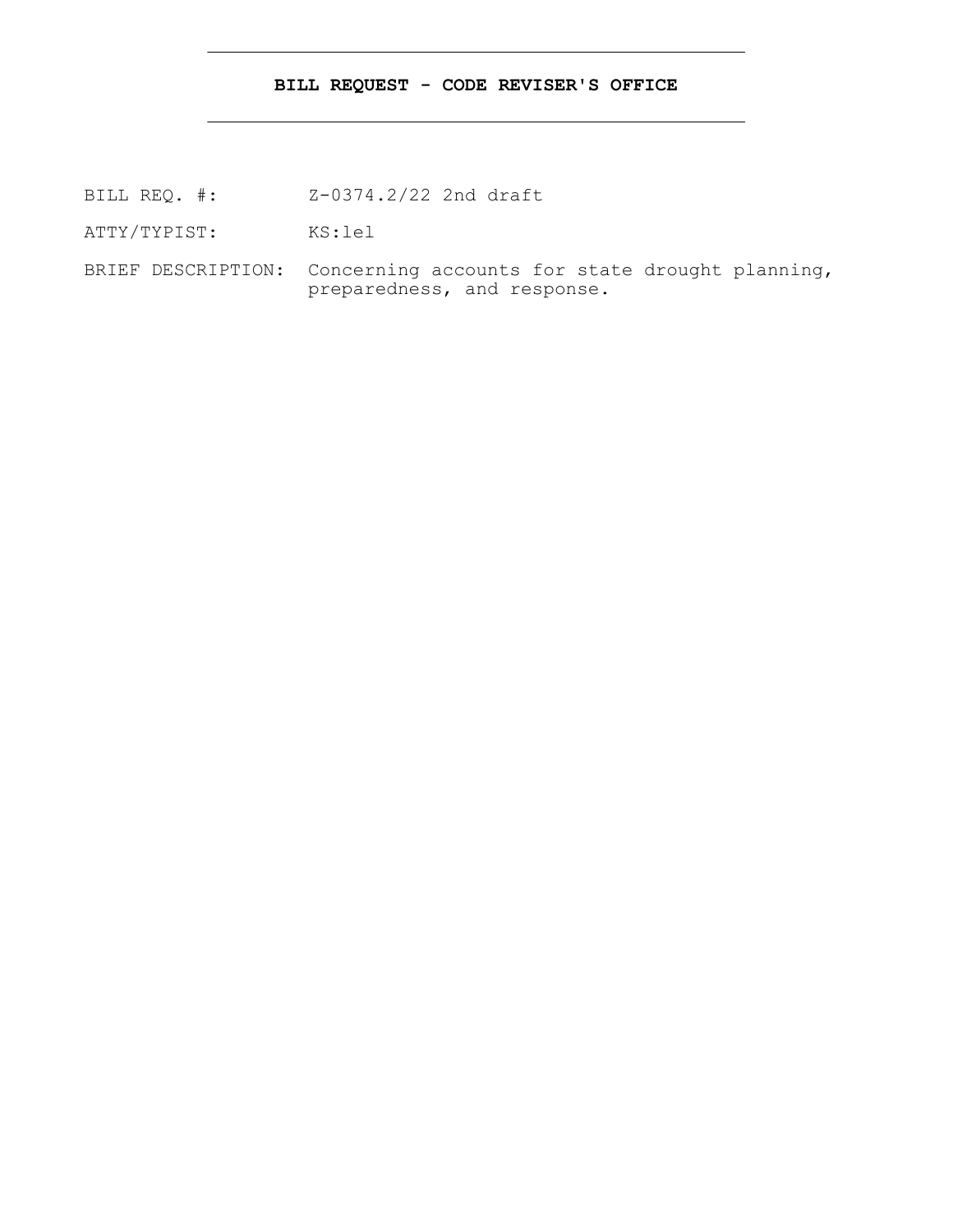**BILL REQUEST - CODE REVISER'S OFFICE**

---

BILL REQ. #: Z-0374.2/22 2nd draft

ATTY/TYPIST: KS:lel

BRIEF DESCRIPTION: Concerning accounts for state drought planning, preparedness, and response.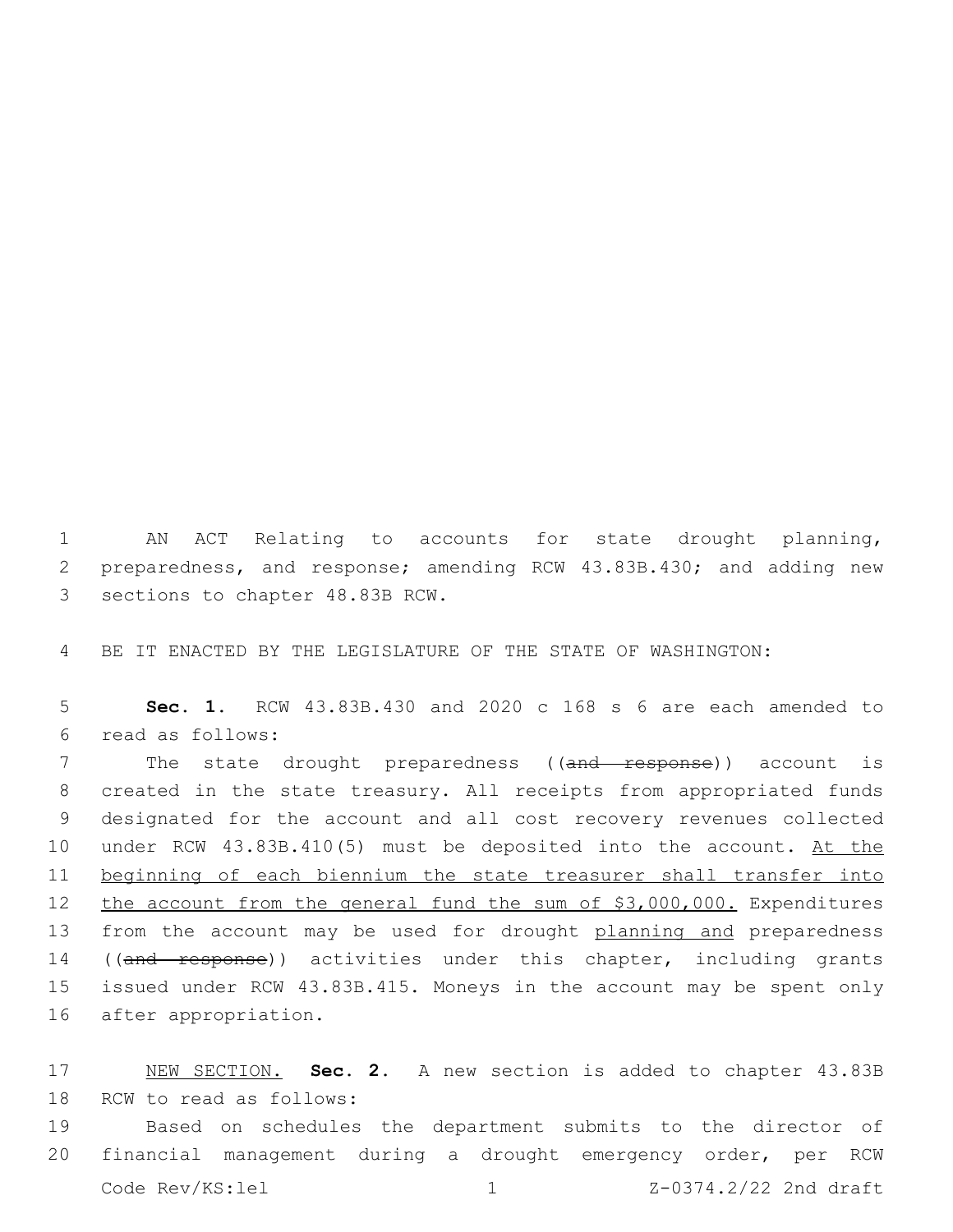AN ACT Relating to accounts for state drought planning, preparedness, and response; amending RCW 43.83B.430; and adding new sections to chapter 48.83B RCW.

BE IT ENACTED BY THE LEGISLATURE OF THE STATE OF WASHINGTON:

**Sec. 1.** RCW 43.83B.430 and 2020 c 168 s 6 are each amended to read as follows:

The state drought preparedness ((~~and response~~)) account is created in the state treasury. All receipts from appropriated funds designated for the account and all cost recovery revenues collected under RCW 43.83B.410(5) must be deposited into the account. <u>At the beginning of each biennium the state treasurer shall transfer into the account from the general fund the sum of $3,000,000.</u> Expenditures from the account may be used for drought <u>planning and</u> preparedness ((~~and response~~)) activities under this chapter, including grants issued under RCW 43.83B.415. Moneys in the account may be spent only after appropriation.

<u>NEW SECTION.</u> **Sec. 2.** A new section is added to chapter 43.83B RCW to read as follows:

Based on schedules the department submits to the director of financial management during a drought emergency order, per RCW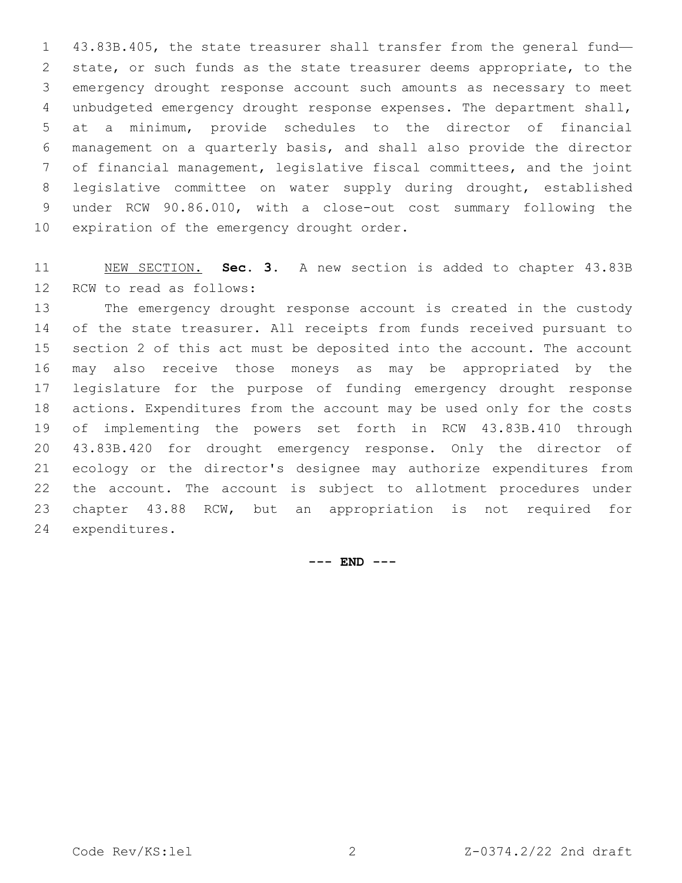43.83B.405, the state treasurer shall transfer from the general fund—state, or such funds as the state treasurer deems appropriate, to the emergency drought response account such amounts as necessary to meet unbudgeted emergency drought response expenses. The department shall, at a minimum, provide schedules to the director of financial management on a quarterly basis, and shall also provide the director of financial management, legislative fiscal committees, and the joint legislative committee on water supply during drought, established under RCW 90.86.010, with a close-out cost summary following the expiration of the emergency drought order.

NEW SECTION. **Sec. 3.** A new section is added to chapter 43.83B RCW to read as follows:

The emergency drought response account is created in the custody of the state treasurer. All receipts from funds received pursuant to section 2 of this act must be deposited into the account. The account may also receive those moneys as may be appropriated by the legislature for the purpose of funding emergency drought response actions. Expenditures from the account may be used only for the costs of implementing the powers set forth in RCW 43.83B.410 through 43.83B.420 for drought emergency response. Only the director of ecology or the director's designee may authorize expenditures from the account. The account is subject to allotment procedures under chapter 43.88 RCW, but an appropriation is not required for expenditures.

**--- END ---**